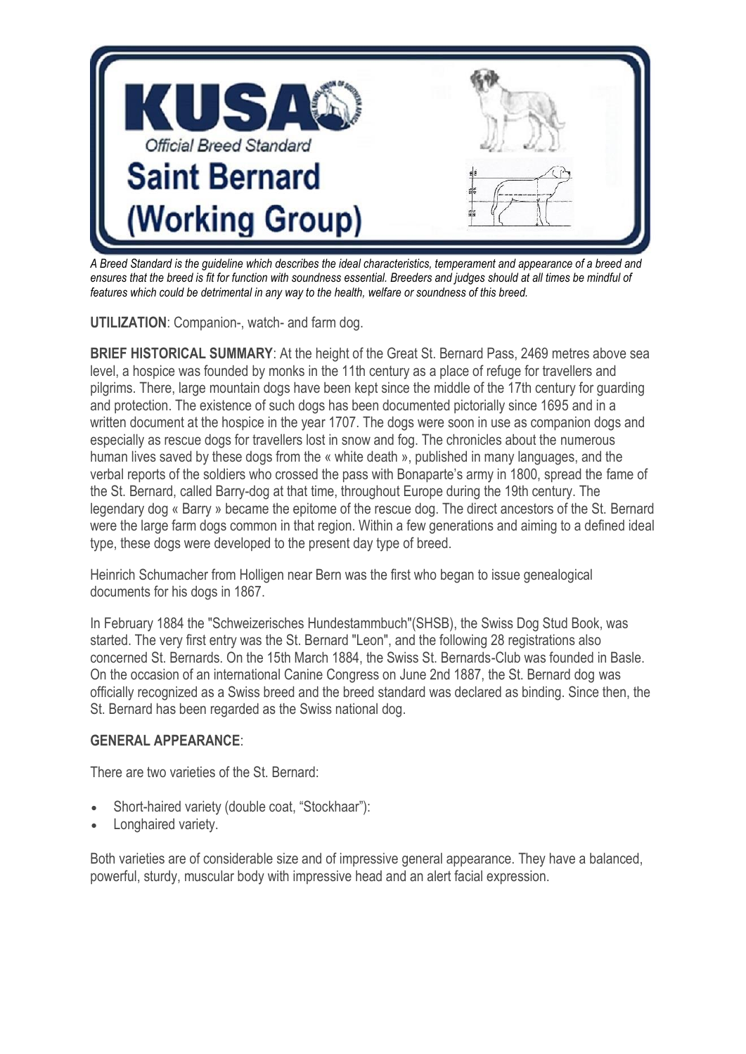# KUSA

Official Breed Standard

# Saint Bernard (Working Group)

*A Breed Standard is the guideline which describes the ideal characteristics, temperament and appearance of a breed and ensures that the breed is fit for function with soundness essential. Breeders and judges should at all times be mindful of features which could be detrimental in any way to the health, welfare or soundness of this breed.*

**UTILIZATION**: Companion-, watch- and farm dog.

**BRIEF HISTORICAL SUMMARY**: At the height of the Great St. Bernard Pass, 2469 metres above sea level, a hospice was founded by monks in the 11th century as a place of refuge for travellers and pilgrims. There, large mountain dogs have been kept since the middle of the 17th century for guarding and protection. The existence of such dogs has been documented pictorially since 1695 and in a written document at the hospice in the year 1707. The dogs were soon in use as companion dogs and especially as rescue dogs for travellers lost in snow and fog. The chronicles about the numerous human lives saved by these dogs from the « white death », published in many languages, and the verbal reports of the soldiers who crossed the pass with Bonaparte's army in 1800, spread the fame of the St. Bernard, called Barry-dog at that time, throughout Europe during the 19th century. The legendary dog « Barry » became the epitome of the rescue dog. The direct ancestors of the St. Bernard were the large farm dogs common in that region. Within a few generations and aiming to a defined ideal type, these dogs were developed to the present day type of breed.

Heinrich Schumacher from Holligen near Bern was the first who began to issue genealogical documents for his dogs in 1867.

In February 1884 the "Schweizerisches Hundestammbuch"(SHSB), the Swiss Dog Stud Book, was started. The very first entry was the St. Bernard "Leon", and the following 28 registrations also concerned St. Bernards. On the 15th March 1884, the Swiss St. Bernards-Club was founded in Basle. On the occasion of an international Canine Congress on June 2nd 1887, the St. Bernard dog was officially recognized as a Swiss breed and the breed standard was declared as binding. Since then, the St. Bernard has been regarded as the Swiss national dog.

**GENERAL APPEARANCE**:

There are two varieties of the St. Bernard:

- Short-haired variety (double coat, "Stockhaar"):
- Longhaired variety.

Both varieties are of considerable size and of impressive general appearance. They have a balanced, powerful, sturdy, muscular body with impressive head and an alert facial expression.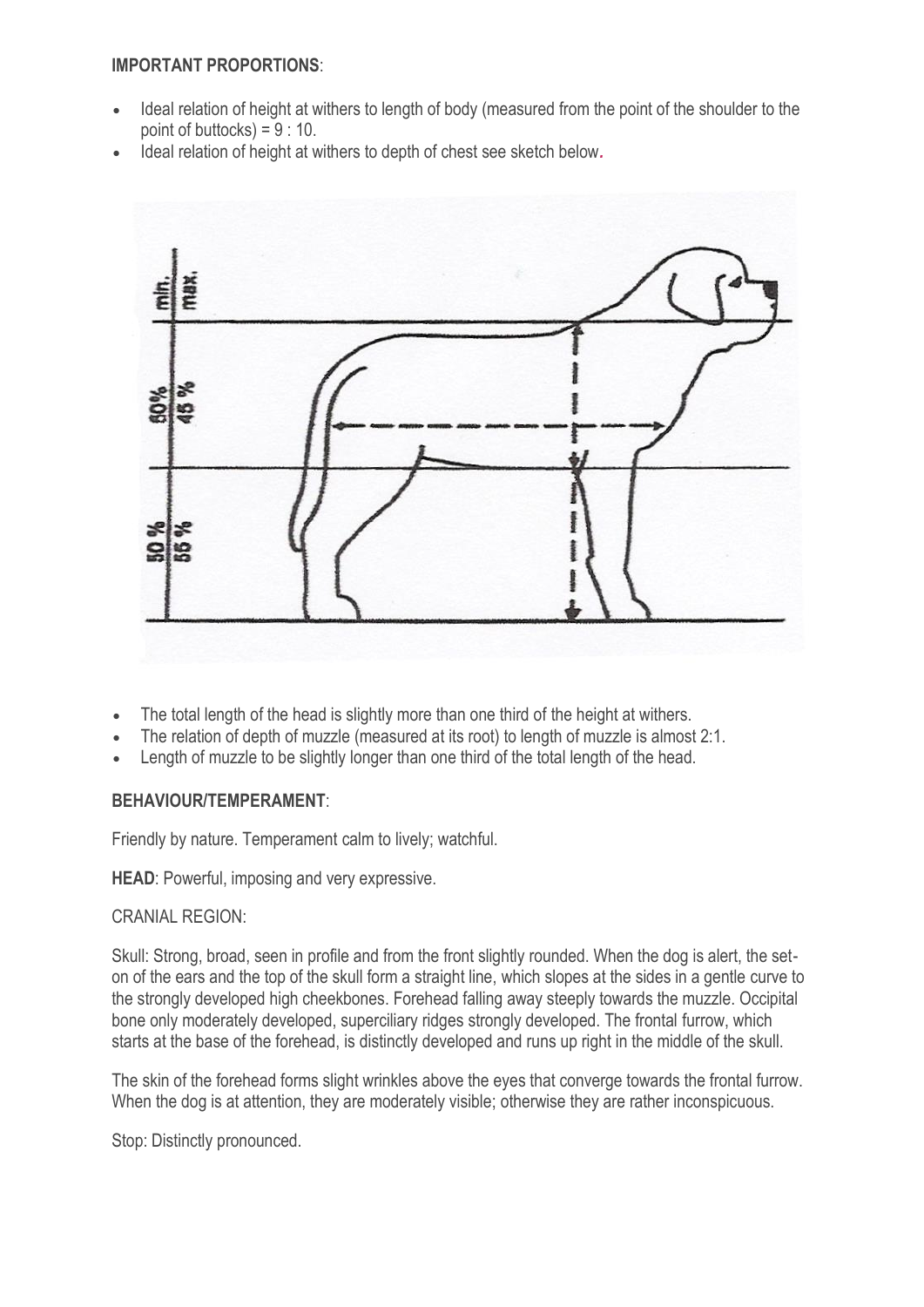**IMPORTANT PROPORTIONS**:

- Ideal relation of height at withers to length of body (measured from the point of the shoulder to the point of buttocks) = 9 : 10.
- Ideal relation of height at withers to depth of chest see sketch below.

- The total length of the head is slightly more than one third of the height at withers.
- The relation of depth of muzzle (measured at its root) to length of muzzle is almost 2:1.
- Length of muzzle to be slightly longer than one third of the total length of the head.

**BEHAVIOUR/TEMPERAMENT**:

Friendly by nature. Temperament calm to lively; watchful.

**HEAD**: Powerful, imposing and very expressive.

CRANIAL REGION:

Skull: Strong, broad, seen in profile and from the front slightly rounded. When the dog is alert, the set-on of the ears and the top of the skull form a straight line, which slopes at the sides in a gentle curve to the strongly developed high cheekbones. Forehead falling away steeply towards the muzzle. Occipital bone only moderately developed, superciliary ridges strongly developed. The frontal furrow, which starts at the base of the forehead, is distinctly developed and runs up right in the middle of the skull.

The skin of the forehead forms slight wrinkles above the eyes that converge towards the frontal furrow. When the dog is at attention, they are moderately visible; otherwise they are rather inconspicuous.

Stop: Distinctly pronounced.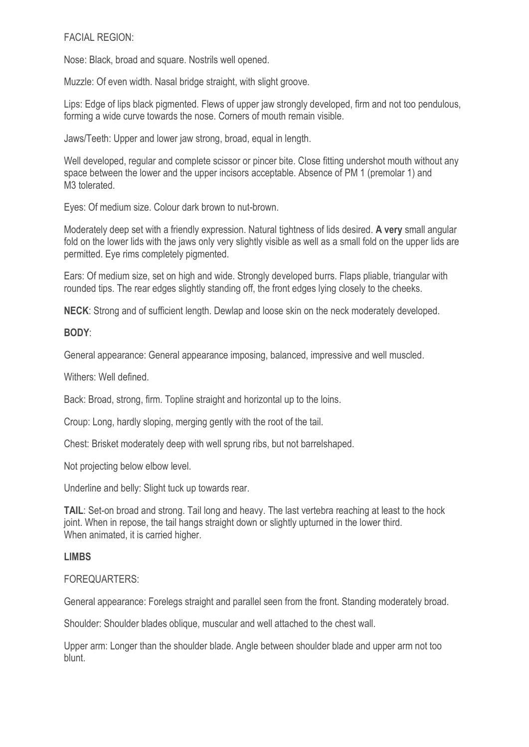FACIAL REGION:

Nose: Black, broad and square. Nostrils well opened.

Muzzle: Of even width. Nasal bridge straight, with slight groove.

Lips: Edge of lips black pigmented. Flews of upper jaw strongly developed, firm and not too pendulous, forming a wide curve towards the nose. Corners of mouth remain visible.

Jaws/Teeth: Upper and lower jaw strong, broad, equal in length.

Well developed, regular and complete scissor or pincer bite. Close fitting undershot mouth without any space between the lower and the upper incisors acceptable. Absence of PM 1 (premolar 1) and M3 tolerated.

Eyes: Of medium size. Colour dark brown to nut-brown.

Moderately deep set with a friendly expression. Natural tightness of lids desired. **A very** small angular fold on the lower lids with the jaws only very slightly visible as well as a small fold on the upper lids are permitted. Eye rims completely pigmented.

Ears: Of medium size, set on high and wide. Strongly developed burrs. Flaps pliable, triangular with rounded tips. The rear edges slightly standing off, the front edges lying closely to the cheeks.

**NECK**: Strong and of sufficient length. Dewlap and loose skin on the neck moderately developed.

**BODY**:

General appearance: General appearance imposing, balanced, impressive and well muscled.

Withers: Well defined.

Back: Broad, strong, firm. Topline straight and horizontal up to the loins.

Croup: Long, hardly sloping, merging gently with the root of the tail.

Chest: Brisket moderately deep with well sprung ribs, but not barrelshaped.

Not projecting below elbow level.

Underline and belly: Slight tuck up towards rear.

**TAIL**: Set-on broad and strong. Tail long and heavy. The last vertebra reaching at least to the hock joint. When in repose, the tail hangs straight down or slightly upturned in the lower third. When animated, it is carried higher.

**LIMBS**

FOREQUARTERS:

General appearance: Forelegs straight and parallel seen from the front. Standing moderately broad.

Shoulder: Shoulder blades oblique, muscular and well attached to the chest wall.

Upper arm: Longer than the shoulder blade. Angle between shoulder blade and upper arm not too blunt.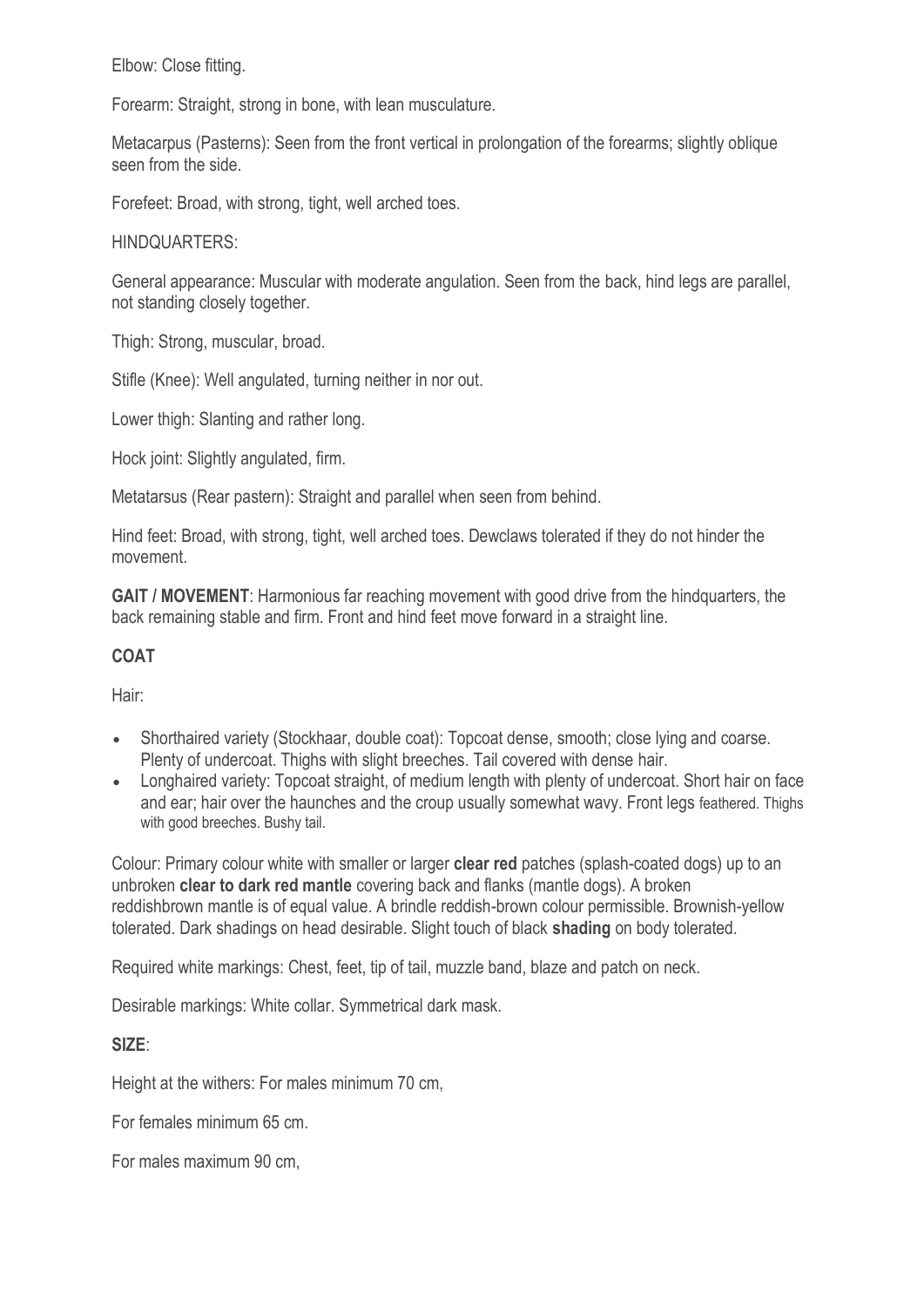Elbow: Close fitting.

Forearm: Straight, strong in bone, with lean musculature.

Metacarpus (Pasterns): Seen from the front vertical in prolongation of the forearms; slightly oblique seen from the side.

Forefeet: Broad, with strong, tight, well arched toes.

HINDQUARTERS:

General appearance: Muscular with moderate angulation. Seen from the back, hind legs are parallel, not standing closely together.

Thigh: Strong, muscular, broad.

Stifle (Knee): Well angulated, turning neither in nor out.

Lower thigh: Slanting and rather long.

Hock joint: Slightly angulated, firm.

Metatarsus (Rear pastern): Straight and parallel when seen from behind.

Hind feet: Broad, with strong, tight, well arched toes. Dewclaws tolerated if they do not hinder the movement.

**GAIT / MOVEMENT**: Harmonious far reaching movement with good drive from the hindquarters, the back remaining stable and firm. Front and hind feet move forward in a straight line.

**COAT**

Hair:

- Shorthaired variety (Stockhaar, double coat): Topcoat dense, smooth; close lying and coarse. Plenty of undercoat. Thighs with slight breeches. Tail covered with dense hair.
- Longhaired variety: Topcoat straight, of medium length with plenty of undercoat. Short hair on face and ear; hair over the haunches and the croup usually somewhat wavy. Front legs feathered. Thighs with good breeches. Bushy tail.

Colour: Primary colour white with smaller or larger **clear red** patches (splash-coated dogs) up to an unbroken **clear to dark red mantle** covering back and flanks (mantle dogs). A broken reddishbrown mantle is of equal value. A brindle reddish-brown colour permissible. Brownish-yellow tolerated. Dark shadings on head desirable. Slight touch of black **shading** on body tolerated.

Required white markings: Chest, feet, tip of tail, muzzle band, blaze and patch on neck.

Desirable markings: White collar. Symmetrical dark mask.

**SIZE**:

Height at the withers: For males minimum 70 cm,

For females minimum 65 cm.

For males maximum 90 cm,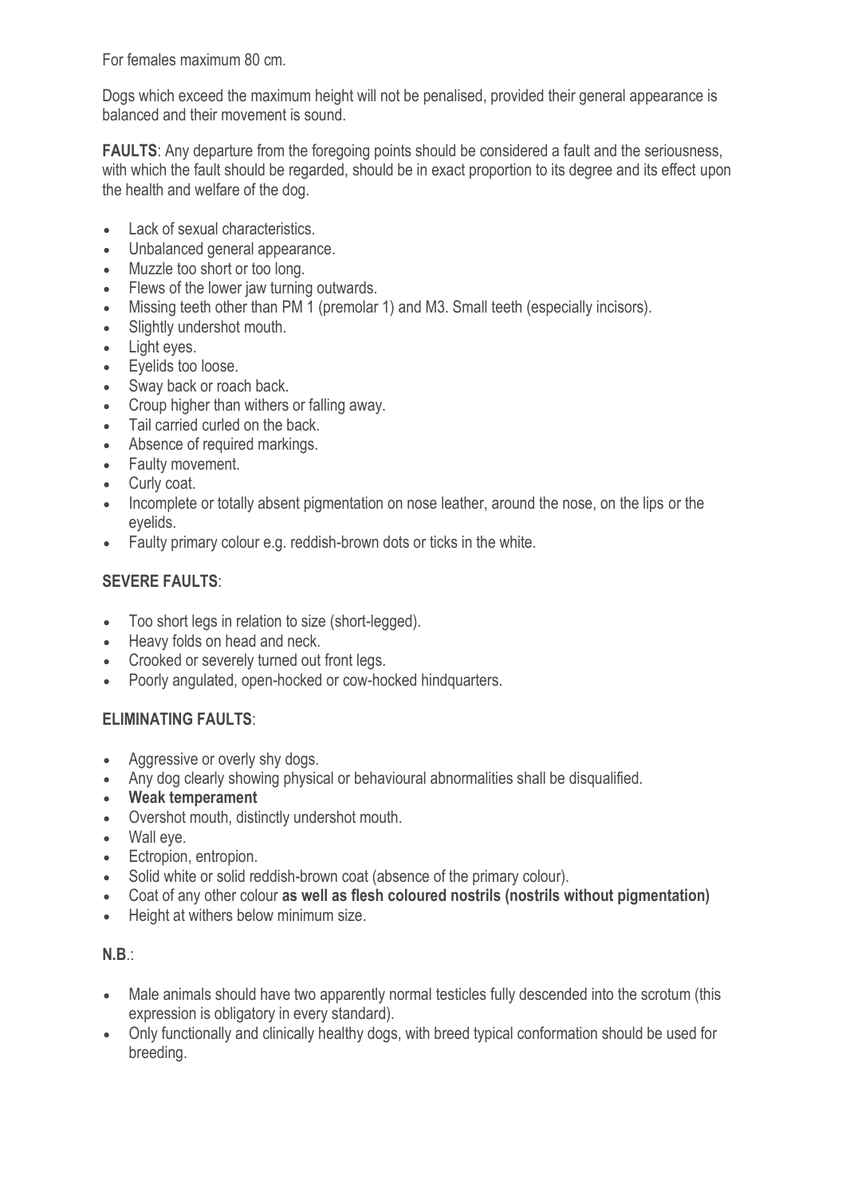For females maximum 80 cm.

Dogs which exceed the maximum height will not be penalised, provided their general appearance is balanced and their movement is sound.

**FAULTS**: Any departure from the foregoing points should be considered a fault and the seriousness, with which the fault should be regarded, should be in exact proportion to its degree and its effect upon the health and welfare of the dog.

- Lack of sexual characteristics.
- Unbalanced general appearance.
- Muzzle too short or too long.
- Flews of the lower jaw turning outwards.
- Missing teeth other than PM 1 (premolar 1) and M3. Small teeth (especially incisors).
- Slightly undershot mouth.
- Light eyes.
- Eyelids too loose.
- Sway back or roach back.
- Croup higher than withers or falling away.
- Tail carried curled on the back.
- Absence of required markings.
- Faulty movement.
- Curly coat.
- Incomplete or totally absent pigmentation on nose leather, around the nose, on the lips or the eyelids.
- Faulty primary colour e.g. reddish-brown dots or ticks in the white.

**SEVERE FAULTS**:

- Too short legs in relation to size (short-legged).
- Heavy folds on head and neck.
- Crooked or severely turned out front legs.
- Poorly angulated, open-hocked or cow-hocked hindquarters.

**ELIMINATING FAULTS**:

- Aggressive or overly shy dogs.
- Any dog clearly showing physical or behavioural abnormalities shall be disqualified.
- **Weak temperament**
- Overshot mouth, distinctly undershot mouth.
- Wall eye.
- Ectropion, entropion.
- Solid white or solid reddish-brown coat (absence of the primary colour).
- Coat of any other colour **as well as flesh coloured nostrils (nostrils without pigmentation)**
- Height at withers below minimum size.

**N.B**.:

- Male animals should have two apparently normal testicles fully descended into the scrotum (this expression is obligatory in every standard).
- Only functionally and clinically healthy dogs, with breed typical conformation should be used for breeding.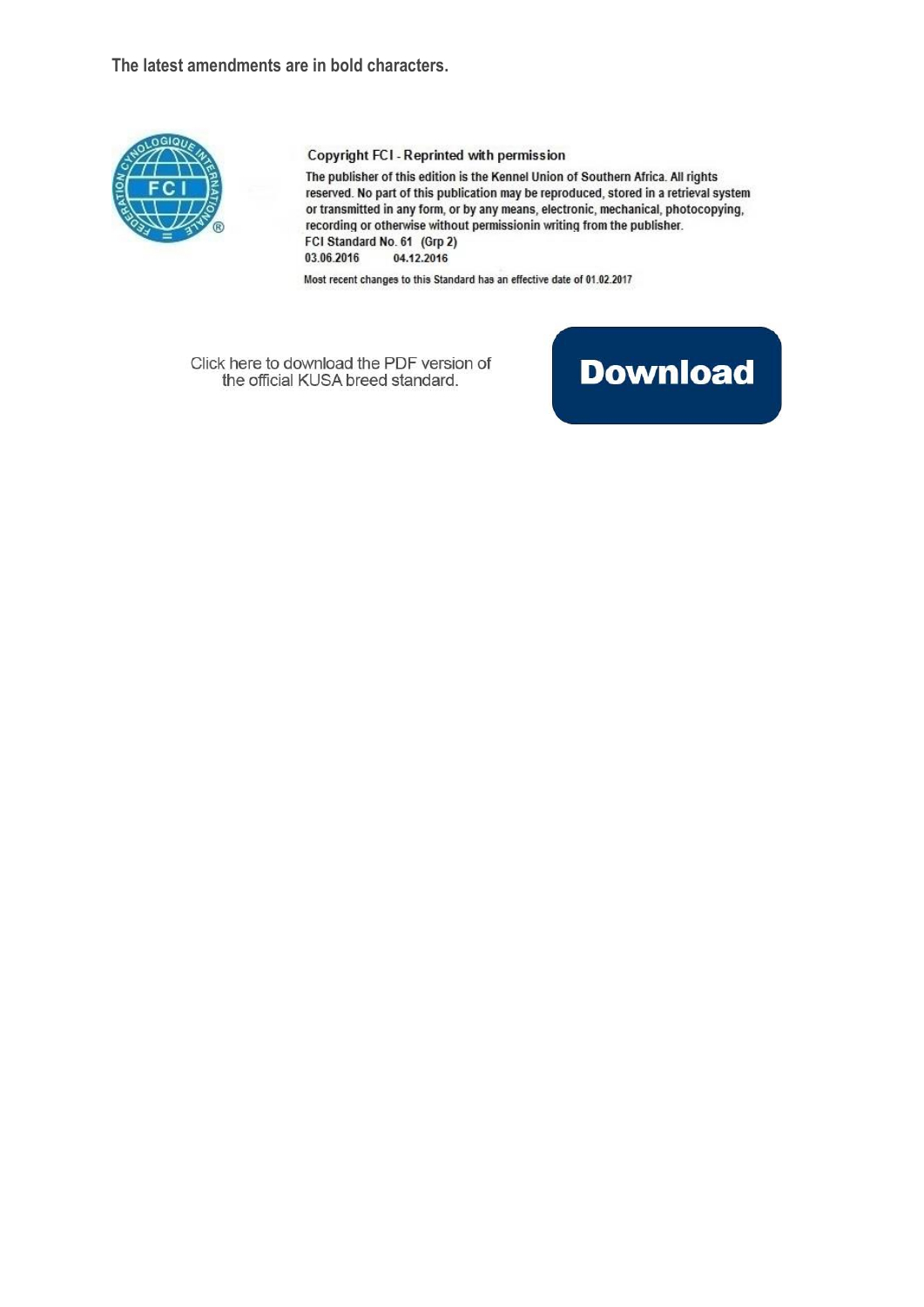**The latest amendments are in bold characters.**

Copyright FCI - Reprinted with permission

The publisher of this edition is the Kennel Union of Southern Africa. All rights reserved. No part of this publication may be reproduced, stored in a retrieval system or transmitted in any form, or by any means, electronic, mechanical, photocopying, recording or otherwise without permissionin writing from the publisher.

FCI Standard No. 61 (Grp 2)

03.06.2016 04.12.2016

Most recent changes to this Standard has an effective date of 01.02.2017

Click here to download the PDF version of the official KUSA breed standard.

Download